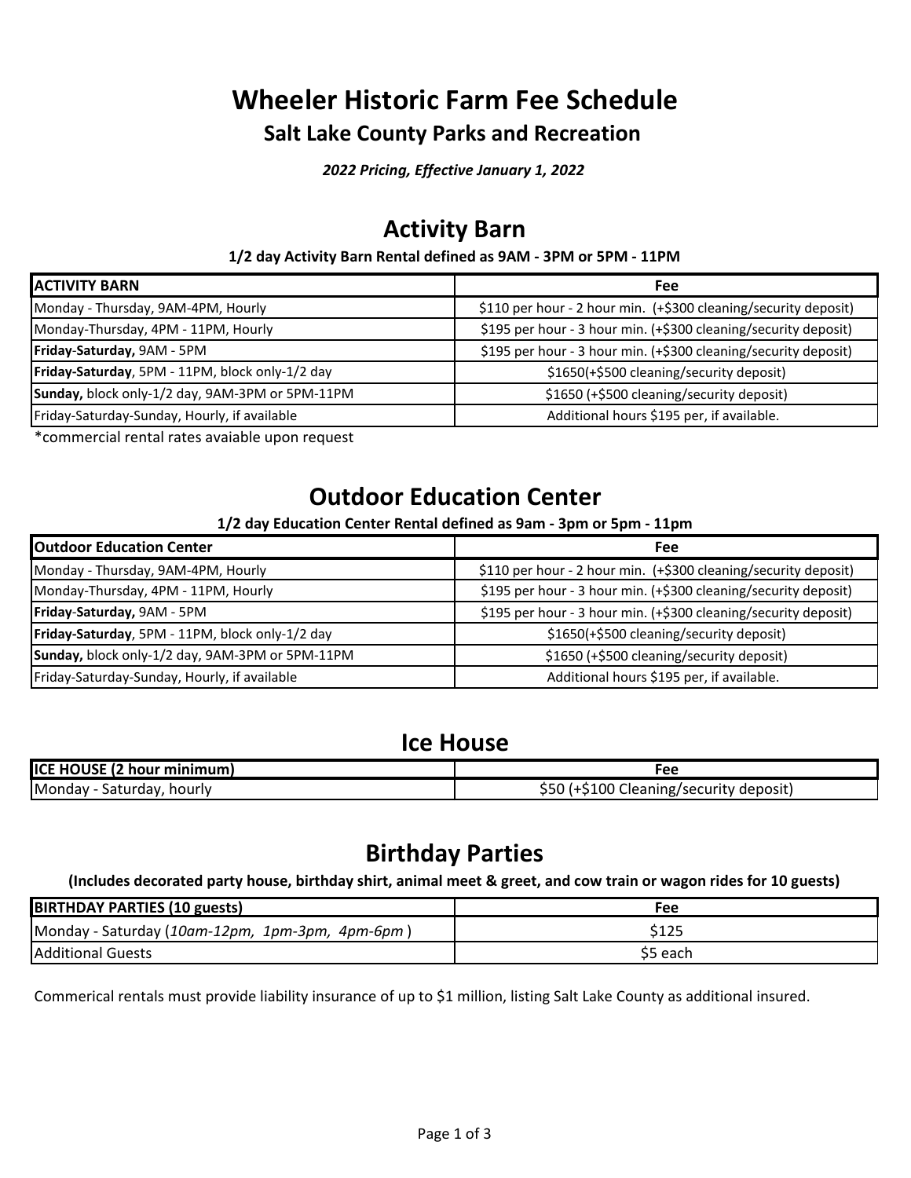# Wheeler Historic Farm Fee Schedule

## Salt Lake County Parks and Recreation

***2022 Pricing, Effective January 1, 2022***

## Activity Barn

**1/2 day Activity Barn Rental defined as 9AM - 3PM or 5PM - 11PM**

| ACTIVITY BARN | Fee |
|---|---|
| Monday - Thursday, 9AM-4PM, Hourly | $110 per hour - 2 hour min. (+$300 cleaning/security deposit) |
| Monday-Thursday, 4PM - 11PM, Hourly | $195 per hour - 3 hour min. (+$300 cleaning/security deposit) |
| **Friday-Saturday,** 9AM - 5PM | $195 per hour - 3 hour min. (+$300 cleaning/security deposit) |
| **Friday-Saturday**, 5PM - 11PM, block only-1/2 day | $1650(+$500 cleaning/security deposit) |
| **Sunday,** block only-1/2 day, 9AM-3PM or 5PM-11PM | $1650 (+$500 cleaning/security deposit) |
| Friday-Saturday-Sunday, Hourly, if available | Additional hours $195 per, if available. |

*commercial rental rates avaiable upon request

## Outdoor Education Center

**1/2 day Education Center Rental defined as 9am - 3pm or 5pm - 11pm**

| Outdoor Education Center | Fee |
|---|---|
| Monday - Thursday, 9AM-4PM, Hourly | $110 per hour - 2 hour min. (+$300 cleaning/security deposit) |
| Monday-Thursday, 4PM - 11PM, Hourly | $195 per hour - 3 hour min. (+$300 cleaning/security deposit) |
| **Friday-Saturday,** 9AM - 5PM | $195 per hour - 3 hour min. (+$300 cleaning/security deposit) |
| **Friday-Saturday**, 5PM - 11PM, block only-1/2 day | $1650(+$500 cleaning/security deposit) |
| **Sunday,** block only-1/2 day, 9AM-3PM or 5PM-11PM | $1650 (+$500 cleaning/security deposit) |
| Friday-Saturday-Sunday, Hourly, if available | Additional hours $195 per, if available. |

## Ice House

| ICE HOUSE (2 hour minimum) | Fee |
|---|---|
| Monday - Saturday, hourly | $50 (+$100 Cleaning/security deposit) |

## Birthday Parties

**(Includes decorated party house, birthday shirt, animal meet & greet, and cow train or wagon rides for 10 guests)**

| BIRTHDAY PARTIES (10 guests) | Fee |
|---|---|
| Monday - Saturday (*10am-12pm, 1pm-3pm, 4pm-6pm*) | $125 |
| Additional Guests | $5 each |

Commerical rentals must provide liability insurance of up to $1 million, listing Salt Lake County as additional insured.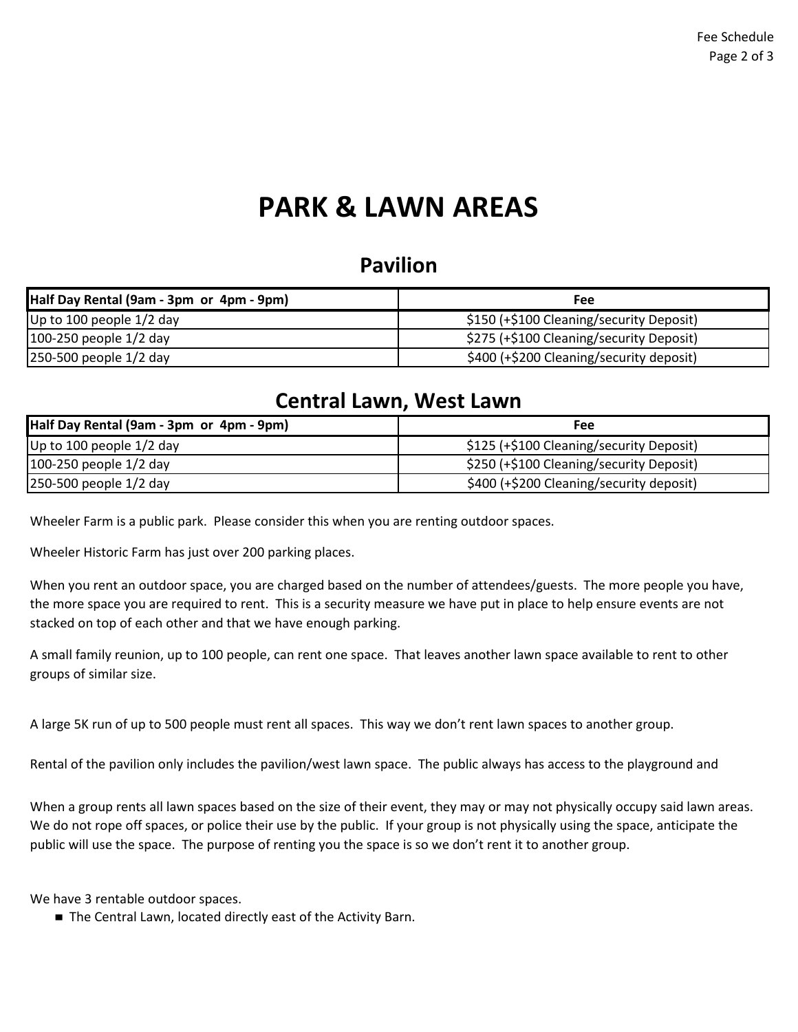# PARK & LAWN AREAS

## Pavilion

| Half Day Rental (9am - 3pm or 4pm - 9pm) | Fee |
|---|---|
| Up to 100 people 1/2 day | $150 (+$100 Cleaning/security Deposit) |
| 100-250 people 1/2 day | $275 (+$100 Cleaning/security Deposit) |
| 250-500 people 1/2 day | $400 (+$200 Cleaning/security deposit) |

## Central Lawn, West Lawn

| Half Day Rental (9am - 3pm or 4pm - 9pm) | Fee |
|---|---|
| Up to 100 people 1/2 day | $125 (+$100 Cleaning/security Deposit) |
| 100-250 people 1/2 day | $250 (+$100 Cleaning/security Deposit) |
| 250-500 people 1/2 day | $400 (+$200 Cleaning/security deposit) |

Wheeler Farm is a public park. Please consider this when you are renting outdoor spaces.

Wheeler Historic Farm has just over 200 parking places.

When you rent an outdoor space, you are charged based on the number of attendees/guests. The more people you have, the more space you are required to rent. This is a security measure we have put in place to help ensure events are not stacked on top of each other and that we have enough parking.

A small family reunion, up to 100 people, can rent one space. That leaves another lawn space available to rent to other groups of similar size.

A large 5K run of up to 500 people must rent all spaces. This way we don't rent lawn spaces to another group.

Rental of the pavilion only includes the pavilion/west lawn space. The public always has access to the playground and

When a group rents all lawn spaces based on the size of their event, they may or may not physically occupy said lawn areas. We do not rope off spaces, or police their use by the public. If your group is not physically using the space, anticipate the public will use the space. The purpose of renting you the space is so we don't rent it to another group.

We have 3 rentable outdoor spaces.

- The Central Lawn, located directly east of the Activity Barn.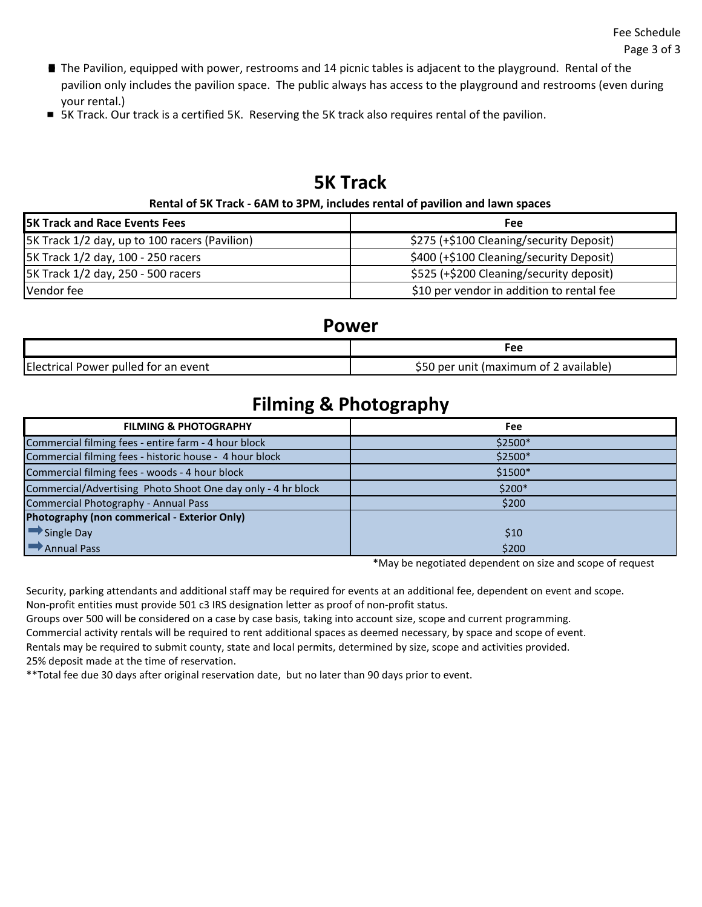- The Pavilion, equipped with power, restrooms and 14 picnic tables is adjacent to the playground. Rental of the pavilion only includes the pavilion space. The public always has access to the playground and restrooms (even during your rental.)
- 5K Track. Our track is a certified 5K. Reserving the 5K track also requires rental of the pavilion.

## 5K Track

**Rental of 5K Track - 6AM to 3PM, includes rental of pavilion and lawn spaces**

| 5K Track and Race Events Fees | Fee |
|---|---|
| 5K Track 1/2 day, up to 100 racers (Pavilion) | $275 (+$100 Cleaning/security Deposit) |
| 5K Track 1/2 day, 100 - 250 racers | $400 (+$100 Cleaning/security Deposit) |
| 5K Track 1/2 day, 250 - 500 racers | $525 (+$200 Cleaning/security deposit) |
| Vendor fee | $10 per vendor in addition to rental fee |

## Power

| | Fee |
|---|---|
| Electrical Power pulled for an event | $50 per unit (maximum of 2 available) |

## Filming & Photography

| FILMING & PHOTOGRAPHY | Fee |
|---|---|
| Commercial filming fees - entire farm - 4 hour block | $2500* |
| Commercial filming fees - historic house - 4 hour block | $2500* |
| Commercial filming fees - woods - 4 hour block | $1500* |
| Commercial/Advertising Photo Shoot One day only - 4 hr block | $200* |
| Commercial Photography - Annual Pass | $200 |
| **Photography (non commerical - Exterior Only)** | |
| ➡ Single Day | $10 |
| ➡ Annual Pass | $200 |

*May be negotiated dependent on size and scope of request

Security, parking attendants and additional staff may be required for events at an additional fee, dependent on event and scope.
Non-profit entities must provide 501 c3 IRS designation letter as proof of non-profit status.
Groups over 500 will be considered on a case by case basis, taking into account size, scope and current programming.
Commercial activity rentals will be required to rent additional spaces as deemed necessary, by space and scope of event.
Rentals may be required to submit county, state and local permits, determined by size, scope and activities provided.
25% deposit made at the time of reservation.
**Total fee due 30 days after original reservation date, but no later than 90 days prior to event.